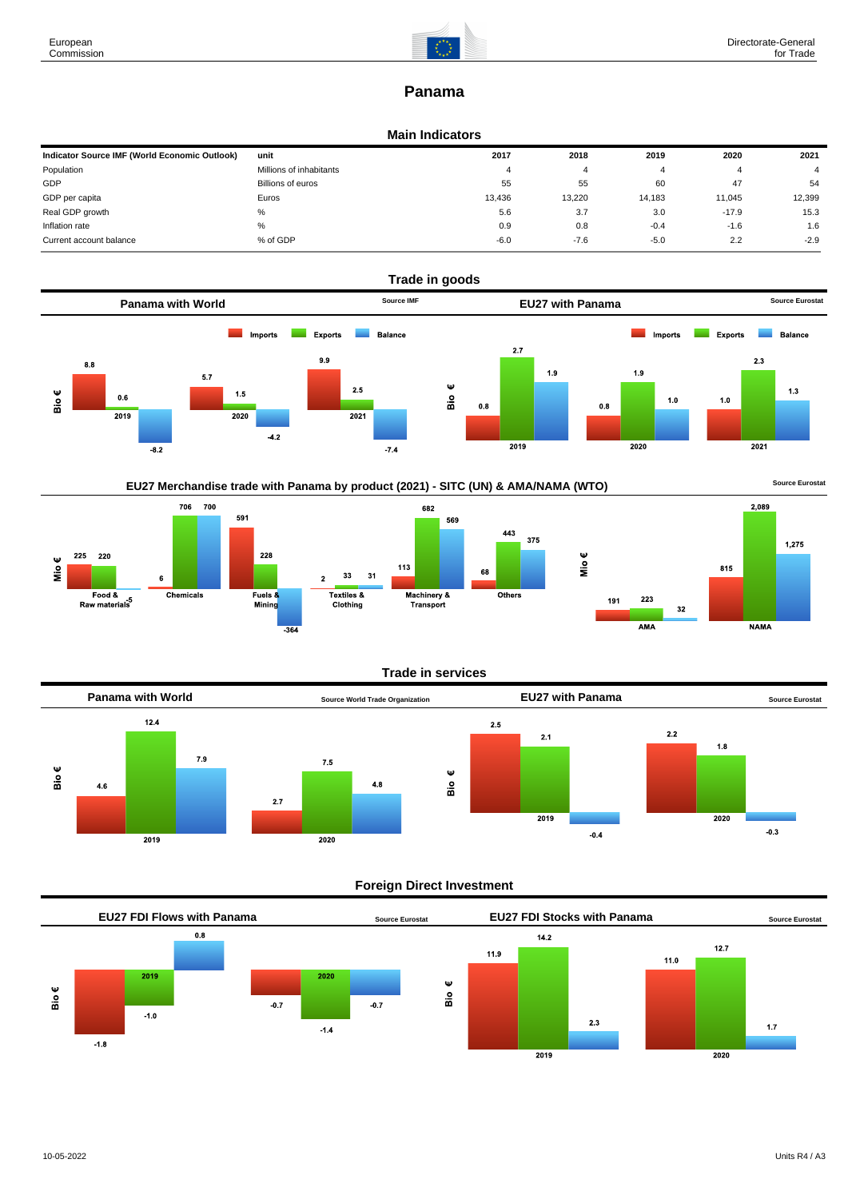# Panama

## Main Indicators

| Indicator Source IMF (World Economic Outlook) | unit | 2017 | 2018 | 2019 | 2020 | 2021 |
|---|---|---|---|---|---|---|
| Population | Millions of inhabitants | 4 | 4 | 4 | 4 | 4 |
| GDP | Billions of euros | 55 | 55 | 60 | 47 | 54 |
| GDP per capita | Euros | 13,436 | 13,220 | 14,183 | 11,045 | 12,399 |
| Real GDP growth | % | 5.6 | 3.7 | 3.0 | -17.9 | 15.3 |
| Inflation rate | % | 0.9 | 0.8 | -0.4 | -1.6 | 1.6 |
| Current account balance | % of GDP | -6.0 | -7.6 | -5.0 | 2.2 | -2.9 |

## Trade in goods

### Panama with World

Source IMF

Bio €

| | Imports | Exports | Balance |
|---|---|---|---|
| 2019 | 8.8 | 0.6 | -8.2 |
| 2020 | 5.7 | 1.5 | -4.2 |
| 2021 | 9.9 | 2.5 | -7.4 |

### EU27 with Panama

Source Eurostat

Bio €

| | Imports | Exports | Balance |
|---|---|---|---|
| 2019 | 0.8 | 2.7 | 1.9 |
| 2020 | 0.8 | 1.9 | 1.0 |
| 2021 | 1.0 | 2.3 | 1.3 |

### EU27 Merchandise trade with Panama by product (2021) - SITC (UN) & AMA/NAMA (WTO)

Source Eurostat

Mio €

| | Imports | Exports | Balance |
|---|---|---|---|
| Food & Raw materials | 225 | 220 | -5 |
| Chemicals | 6 | 706 | 700 |
| Fuels & Mining | 591 | 228 | -364 |
| Textiles & Clothing | 2 | 33 | 31 |
| Machinery & Transport | 113 | 682 | 569 |
| Others | 68 | 443 | 375 |
| AMA | 191 | 223 | 32 |
| NAMA | 815 | 2,089 | 1,275 |

## Trade in services

### Panama with World

Source World Trade Organization

Bio €

| | Imports | Exports | Balance |
|---|---|---|---|
| 2019 | 4.6 | 12.4 | 7.9 |
| 2020 | 2.7 | 7.5 | 4.8 |

### EU27 with Panama

Source Eurostat

Bio €

| | Imports | Exports | Balance |
|---|---|---|---|
| 2019 | 2.5 | 2.1 | -0.4 |
| 2020 | 2.2 | 1.8 | -0.3 |

## Foreign Direct Investment

### EU27 FDI Flows with Panama

Source Eurostat

Bio €

| | | | |
|---|---|---|---|
| 2019 | -1.8 | -1.0 | 0.8 |
| 2020 | -0.7 | -1.4 | -0.7 |

### EU27 FDI Stocks with Panama

Source Eurostat

Bio €

| | | | |
|---|---|---|---|
| 2019 | 11.9 | 14.2 | 2.3 |
| 2020 | 11.0 | 12.7 | 1.7 |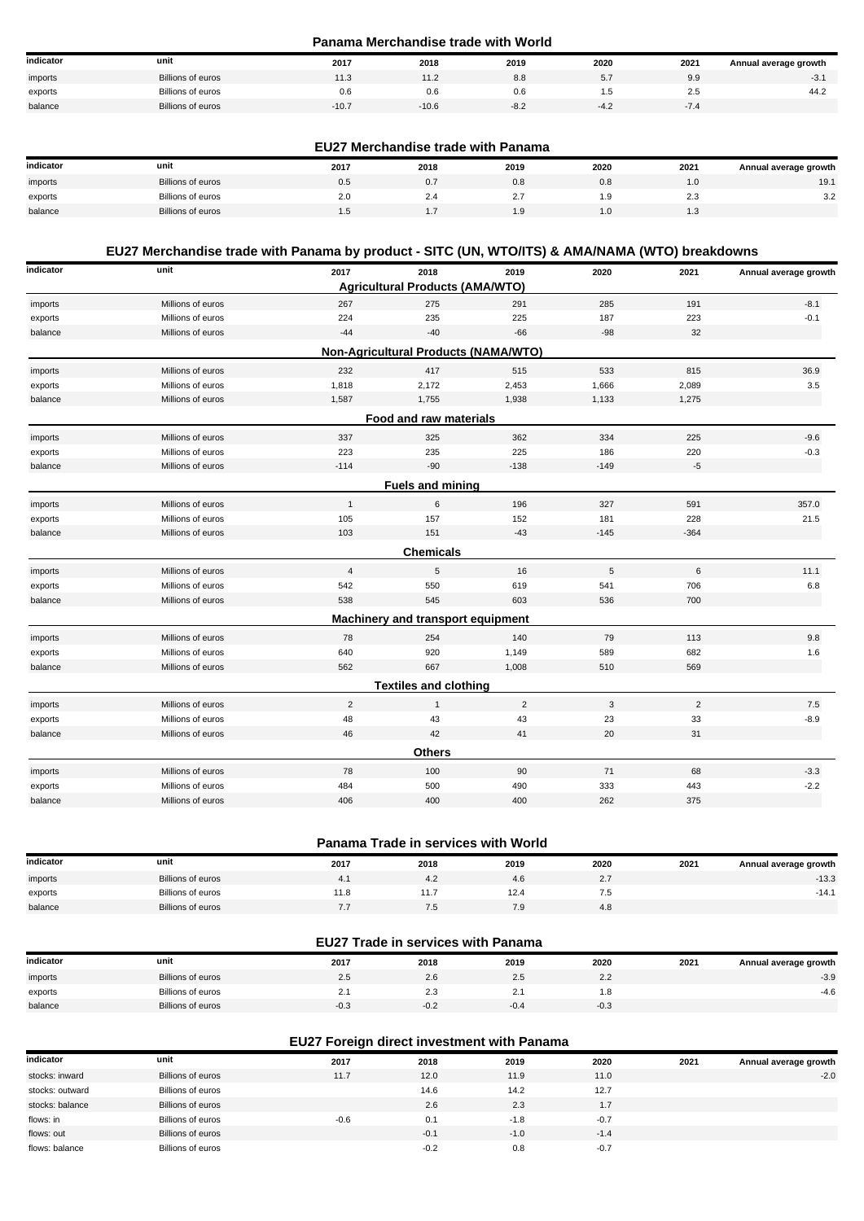## Panama Merchandise trade with World

| indicator | unit | 2017 | 2018 | 2019 | 2020 | 2021 | Annual average growth |
|---|---|---|---|---|---|---|---|
| imports | Billions of euros | 11.3 | 11.2 | 8.8 | 5.7 | 9.9 | -3.1 |
| exports | Billions of euros | 0.6 | 0.6 | 0.6 | 1.5 | 2.5 | 44.2 |
| balance | Billions of euros | -10.7 | -10.6 | -8.2 | -4.2 | -7.4 | |

## EU27 Merchandise trade with Panama

| indicator | unit | 2017 | 2018 | 2019 | 2020 | 2021 | Annual average growth |
|---|---|---|---|---|---|---|---|
| imports | Billions of euros | 0.5 | 0.7 | 0.8 | 0.8 | 1.0 | 19.1 |
| exports | Billions of euros | 2.0 | 2.4 | 2.7 | 1.9 | 2.3 | 3.2 |
| balance | Billions of euros | 1.5 | 1.7 | 1.9 | 1.0 | 1.3 | |

## EU27 Merchandise trade with Panama by product - SITC (UN, WTO/ITS) & AMA/NAMA (WTO) breakdowns

| indicator | unit | 2017 | 2018 | 2019 | 2020 | 2021 | Annual average growth |
|---|---|---|---|---|---|---|---|
| **Agricultural Products (AMA/WTO)** | | | | | | | |
| imports | Millions of euros | 267 | 275 | 291 | 285 | 191 | -8.1 |
| exports | Millions of euros | 224 | 235 | 225 | 187 | 223 | -0.1 |
| balance | Millions of euros | -44 | -40 | -66 | -98 | 32 | |
| **Non-Agricultural Products (NAMA/WTO)** | | | | | | | |
| imports | Millions of euros | 232 | 417 | 515 | 533 | 815 | 36.9 |
| exports | Millions of euros | 1,818 | 2,172 | 2,453 | 1,666 | 2,089 | 3.5 |
| balance | Millions of euros | 1,587 | 1,755 | 1,938 | 1,133 | 1,275 | |
| **Food and raw materials** | | | | | | | |
| imports | Millions of euros | 337 | 325 | 362 | 334 | 225 | -9.6 |
| exports | Millions of euros | 223 | 235 | 225 | 186 | 220 | -0.3 |
| balance | Millions of euros | -114 | -90 | -138 | -149 | -5 | |
| **Fuels and mining** | | | | | | | |
| imports | Millions of euros | 1 | 6 | 196 | 327 | 591 | 357.0 |
| exports | Millions of euros | 105 | 157 | 152 | 181 | 228 | 21.5 |
| balance | Millions of euros | 103 | 151 | -43 | -145 | -364 | |
| **Chemicals** | | | | | | | |
| imports | Millions of euros | 4 | 5 | 16 | 5 | 6 | 11.1 |
| exports | Millions of euros | 542 | 550 | 619 | 541 | 706 | 6.8 |
| balance | Millions of euros | 538 | 545 | 603 | 536 | 700 | |
| **Machinery and transport equipment** | | | | | | | |
| imports | Millions of euros | 78 | 254 | 140 | 79 | 113 | 9.8 |
| exports | Millions of euros | 640 | 920 | 1,149 | 589 | 682 | 1.6 |
| balance | Millions of euros | 562 | 667 | 1,008 | 510 | 569 | |
| **Textiles and clothing** | | | | | | | |
| imports | Millions of euros | 2 | 1 | 2 | 3 | 2 | 7.5 |
| exports | Millions of euros | 48 | 43 | 43 | 23 | 33 | -8.9 |
| balance | Millions of euros | 46 | 42 | 41 | 20 | 31 | |
| **Others** | | | | | | | |
| imports | Millions of euros | 78 | 100 | 90 | 71 | 68 | -3.3 |
| exports | Millions of euros | 484 | 500 | 490 | 333 | 443 | -2.2 |
| balance | Millions of euros | 406 | 400 | 400 | 262 | 375 | |

## Panama Trade in services with World

| indicator | unit | 2017 | 2018 | 2019 | 2020 | 2021 | Annual average growth |
|---|---|---|---|---|---|---|---|
| imports | Billions of euros | 4.1 | 4.2 | 4.6 | 2.7 | | -13.3 |
| exports | Billions of euros | 11.8 | 11.7 | 12.4 | 7.5 | | -14.1 |
| balance | Billions of euros | 7.7 | 7.5 | 7.9 | 4.8 | | |

## EU27 Trade in services with Panama

| indicator | unit | 2017 | 2018 | 2019 | 2020 | 2021 | Annual average growth |
|---|---|---|---|---|---|---|---|
| imports | Billions of euros | 2.5 | 2.6 | 2.5 | 2.2 | | -3.9 |
| exports | Billions of euros | 2.1 | 2.3 | 2.1 | 1.8 | | -4.6 |
| balance | Billions of euros | -0.3 | -0.2 | -0.4 | -0.3 | | |

## EU27 Foreign direct investment with Panama

| indicator | unit | 2017 | 2018 | 2019 | 2020 | 2021 | Annual average growth |
|---|---|---|---|---|---|---|---|
| stocks: inward | Billions of euros | 11.7 | 12.0 | 11.9 | 11.0 | | -2.0 |
| stocks: outward | Billions of euros | | 14.6 | 14.2 | 12.7 | | |
| stocks: balance | Billions of euros | | 2.6 | 2.3 | 1.7 | | |
| flows: in | Billions of euros | -0.6 | 0.1 | -1.8 | -0.7 | | |
| flows: out | Billions of euros | | -0.1 | -1.0 | -1.4 | | |
| flows: balance | Billions of euros | | -0.2 | 0.8 | -0.7 | | |